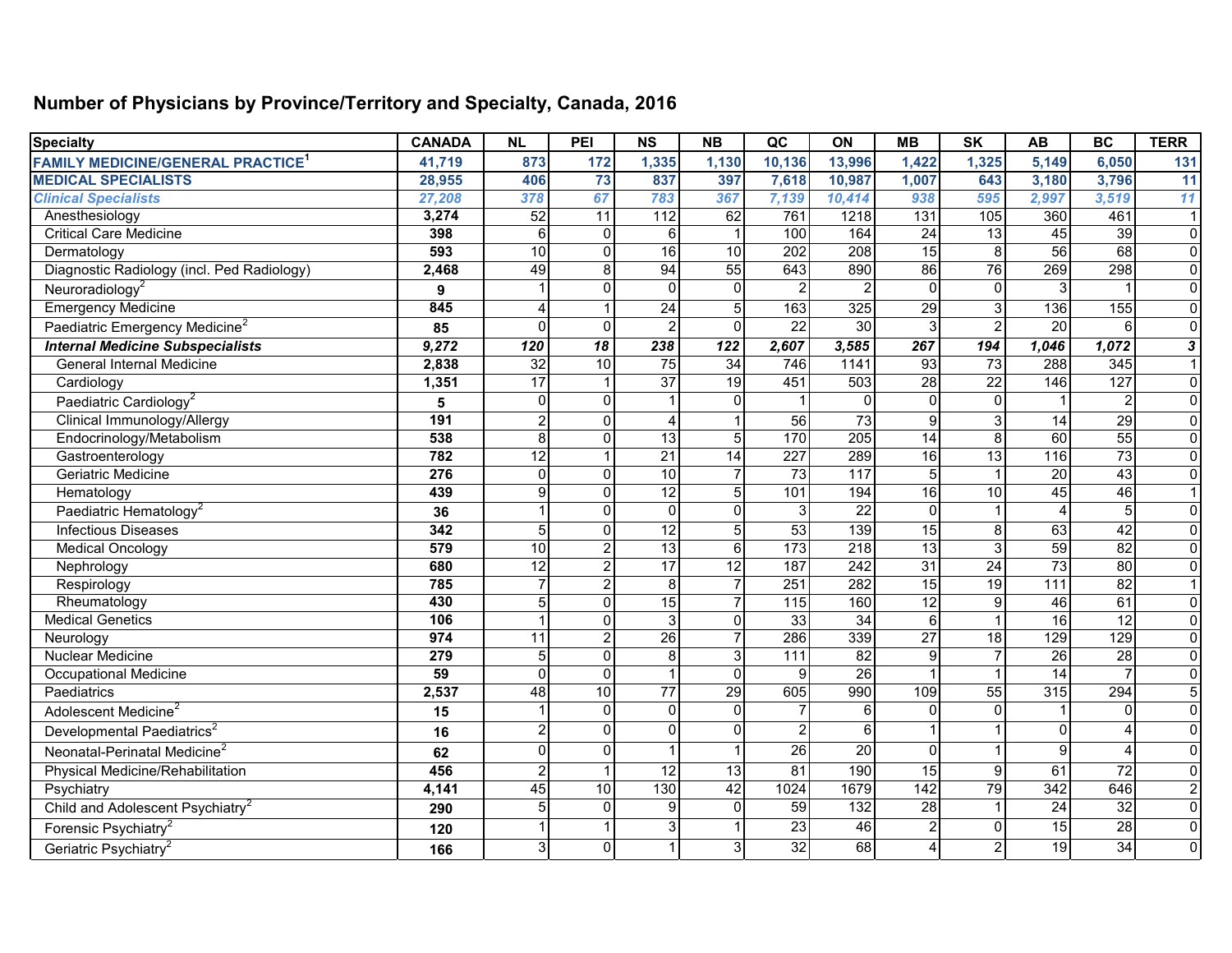# Number of Physicians by Province/Territory and Specialty, Canada, 2016

| Specialty | CANADA | NL | PEI | NS | NB | QC | ON | MB | SK | AB | BC | TERR |
|---|---|---|---|---|---|---|---|---|---|---|---|---|
| **FAMILY MEDICINE/GENERAL PRACTICE[1]** | **41,719** | **873** | **172** | **1,335** | **1,130** | **10,136** | **13,996** | **1,422** | **1,325** | **5,149** | **6,050** | **131** |
| **MEDICAL SPECIALISTS** | **28,955** | **406** | **73** | **837** | **397** | **7,618** | **10,987** | **1,007** | **643** | **3,180** | **3,796** | **11** |
| ***Clinical Specialists*** | ***27,208*** | ***378*** | ***67*** | ***783*** | ***367*** | ***7,139*** | ***10,414*** | ***938*** | ***595*** | ***2,997*** | ***3,519*** | ***11*** |
| Anesthesiology | **3,274** | 52 | 11 | 112 | 62 | 761 | 1218 | 131 | 105 | 360 | 461 | 1 |
| Critical Care Medicine | **398** | 6 | 0 | 6 | 1 | 100 | 164 | 24 | 13 | 45 | 39 | 0 |
| Dermatology | **593** | 10 | 0 | 16 | 10 | 202 | 208 | 15 | 8 | 56 | 68 | 0 |
| Diagnostic Radiology (incl. Ped Radiology) | **2,468** | 49 | 8 | 94 | 55 | 643 | 890 | 86 | 76 | 269 | 298 | 0 |
| Neuroradiology[2] | **9** | 1 | 0 | 0 | 0 | 2 | 2 | 0 | 0 | 3 | 1 | 0 |
| Emergency Medicine | **845** | 4 | 1 | 24 | 5 | 163 | 325 | 29 | 3 | 136 | 155 | 0 |
| Paediatric Emergency Medicine[2] | **85** | 0 | 0 | 2 | 0 | 22 | 30 | 3 | 2 | 20 | 6 | 0 |
| ***Internal Medicine Subspecialists*** | ***9,272*** | ***120*** | ***18*** | ***238*** | ***122*** | ***2,607*** | ***3,585*** | ***267*** | ***194*** | ***1,046*** | ***1,072*** | ***3*** |
| General Internal Medicine | **2,838** | 32 | 10 | 75 | 34 | 746 | 1141 | 93 | 73 | 288 | 345 | 1 |
| Cardiology | **1,351** | 17 | 1 | 37 | 19 | 451 | 503 | 28 | 22 | 146 | 127 | 0 |
| Paediatric Cardiology[2] | **5** | 0 | 0 | 1 | 0 | 1 | 0 | 0 | 0 | 1 | 2 | 0 |
| Clinical Immunology/Allergy | **191** | 2 | 0 | 4 | 1 | 56 | 73 | 9 | 3 | 14 | 29 | 0 |
| Endocrinology/Metabolism | **538** | 8 | 0 | 13 | 5 | 170 | 205 | 14 | 8 | 60 | 55 | 0 |
| Gastroenterology | **782** | 12 | 1 | 21 | 14 | 227 | 289 | 16 | 13 | 116 | 73 | 0 |
| Geriatric Medicine | **276** | 0 | 0 | 10 | 7 | 73 | 117 | 5 | 1 | 20 | 43 | 0 |
| Hematology | **439** | 9 | 0 | 12 | 5 | 101 | 194 | 16 | 10 | 45 | 46 | 1 |
| Paediatric Hematology[2] | **36** | 1 | 0 | 0 | 0 | 3 | 22 | 0 | 1 | 4 | 5 | 0 |
| Infectious Diseases | **342** | 5 | 0 | 12 | 5 | 53 | 139 | 15 | 8 | 63 | 42 | 0 |
| Medical Oncology | **579** | 10 | 2 | 13 | 6 | 173 | 218 | 13 | 3 | 59 | 82 | 0 |
| Nephrology | **680** | 12 | 2 | 17 | 12 | 187 | 242 | 31 | 24 | 73 | 80 | 0 |
| Respirology | **785** | 7 | 2 | 8 | 7 | 251 | 282 | 15 | 19 | 111 | 82 | 1 |
| Rheumatology | **430** | 5 | 0 | 15 | 7 | 115 | 160 | 12 | 9 | 46 | 61 | 0 |
| Medical Genetics | **106** | 1 | 0 | 3 | 0 | 33 | 34 | 6 | 1 | 16 | 12 | 0 |
| Neurology | **974** | 11 | 2 | 26 | 7 | 286 | 339 | 27 | 18 | 129 | 129 | 0 |
| Nuclear Medicine | **279** | 5 | 0 | 8 | 3 | 111 | 82 | 9 | 7 | 26 | 28 | 0 |
| Occupational Medicine | **59** | 0 | 0 | 1 | 0 | 9 | 26 | 1 | 1 | 14 | 7 | 0 |
| Paediatrics | **2,537** | 48 | 10 | 77 | 29 | 605 | 990 | 109 | 55 | 315 | 294 | 5 |
| Adolescent Medicine[2] | **15** | 1 | 0 | 0 | 0 | 7 | 6 | 0 | 0 | 1 | 0 | 0 |
| Developmental Paediatrics[2] | **16** | 2 | 0 | 0 | 0 | 2 | 6 | 1 | 1 | 0 | 4 | 0 |
| Neonatal-Perinatal Medicine[2] | **62** | 0 | 0 | 1 | 1 | 26 | 20 | 0 | 1 | 9 | 4 | 0 |
| Physical Medicine/Rehabilitation | **456** | 2 | 1 | 12 | 13 | 81 | 190 | 15 | 9 | 61 | 72 | 0 |
| Psychiatry | **4,141** | 45 | 10 | 130 | 42 | 1024 | 1679 | 142 | 79 | 342 | 646 | 2 |
| Child and Adolescent Psychiatry[2] | **290** | 5 | 0 | 9 | 0 | 59 | 132 | 28 | 1 | 24 | 32 | 0 |
| Forensic Psychiatry[2] | **120** | 1 | 1 | 3 | 1 | 23 | 46 | 2 | 0 | 15 | 28 | 0 |
| Geriatric Psychiatry[2] | **166** | 3 | 0 | 1 | 3 | 32 | 68 | 4 | 2 | 19 | 34 | 0 |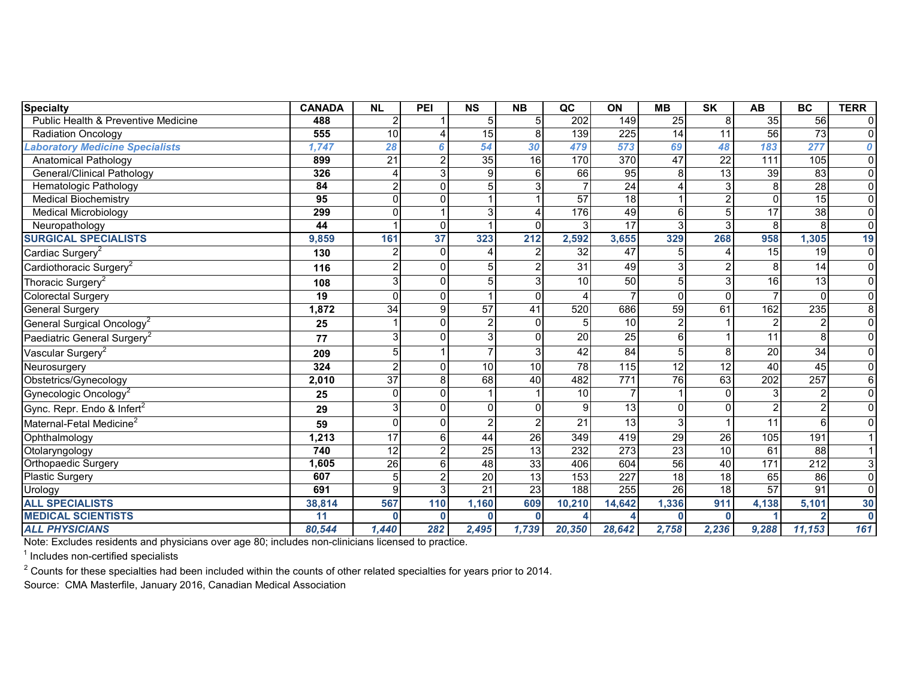| Specialty | CANADA | NL | PEI | NS | NB | QC | ON | MB | SK | AB | BC | TERR |
|---|---|---|---|---|---|---|---|---|---|---|---|---|
| Public Health & Preventive Medicine | **488** | 2 | 1 | 5 | 5 | 202 | 149 | 25 | 8 | 35 | 56 | 0 |
| Radiation Oncology | **555** | 10 | 4 | 15 | 8 | 139 | 225 | 14 | 11 | 56 | 73 | 0 |
| ***Laboratory Medicine Specialists*** | ***1,747*** | ***28*** | ***6*** | ***54*** | ***30*** | ***479*** | ***573*** | ***69*** | ***48*** | ***183*** | ***277*** | ***0*** |
| Anatomical Pathology | **899** | 21 | 2 | 35 | 16 | 170 | 370 | 47 | 22 | 111 | 105 | 0 |
| General/Clinical Pathology | **326** | 4 | 3 | 9 | 6 | 66 | 95 | 8 | 13 | 39 | 83 | 0 |
| Hematologic Pathology | **84** | 2 | 0 | 5 | 3 | 7 | 24 | 4 | 3 | 8 | 28 | 0 |
| Medical Biochemistry | **95** | 0 | 0 | 1 | 1 | 57 | 18 | 1 | 2 | 0 | 15 | 0 |
| Medical Microbiology | **299** | 0 | 1 | 3 | 4 | 176 | 49 | 6 | 5 | 17 | 38 | 0 |
| Neuropathology | **44** | 1 | 0 | 1 | 0 | 3 | 17 | 3 | 3 | 8 | 8 | 0 |
| **SURGICAL SPECIALISTS** | **9,859** | **161** | **37** | **323** | **212** | **2,592** | **3,655** | **329** | **268** | **958** | **1,305** | **19** |
| Cardiac Surgery[2] | **130** | 2 | 0 | 4 | 2 | 32 | 47 | 5 | 4 | 15 | 19 | 0 |
| Cardiothoracic Surgery[2] | **116** | 2 | 0 | 5 | 2 | 31 | 49 | 3 | 2 | 8 | 14 | 0 |
| Thoracic Surgery[2] | **108** | 3 | 0 | 5 | 3 | 10 | 50 | 5 | 3 | 16 | 13 | 0 |
| Colorectal Surgery | **19** | 0 | 0 | 1 | 0 | 4 | 7 | 0 | 0 | 7 | 0 | 0 |
| General Surgery | **1,872** | 34 | 9 | 57 | 41 | 520 | 686 | 59 | 61 | 162 | 235 | 8 |
| General Surgical Oncology[2] | **25** | 1 | 0 | 2 | 0 | 5 | 10 | 2 | 1 | 2 | 2 | 0 |
| Paediatric General Surgery[2] | **77** | 3 | 0 | 3 | 0 | 20 | 25 | 6 | 1 | 11 | 8 | 0 |
| Vascular Surgery[2] | **209** | 5 | 1 | 7 | 3 | 42 | 84 | 5 | 8 | 20 | 34 | 0 |
| Neurosurgery | **324** | 2 | 0 | 10 | 10 | 78 | 115 | 12 | 12 | 40 | 45 | 0 |
| Obstetrics/Gynecology | **2,010** | 37 | 8 | 68 | 40 | 482 | 771 | 76 | 63 | 202 | 257 | 6 |
| Gynecologic Oncology[2] | **25** | 0 | 0 | 1 | 1 | 10 | 7 | 1 | 0 | 3 | 2 | 0 |
| Gync. Repr. Endo & Infert[2] | **29** | 3 | 0 | 0 | 0 | 9 | 13 | 0 | 0 | 2 | 2 | 0 |
| Maternal-Fetal Medicine[2] | **59** | 0 | 0 | 2 | 2 | 21 | 13 | 3 | 1 | 11 | 6 | 0 |
| Ophthalmology | **1,213** | 17 | 6 | 44 | 26 | 349 | 419 | 29 | 26 | 105 | 191 | 1 |
| Otolaryngology | **740** | 12 | 2 | 25 | 13 | 232 | 273 | 23 | 10 | 61 | 88 | 1 |
| Orthopaedic Surgery | **1,605** | 26 | 6 | 48 | 33 | 406 | 604 | 56 | 40 | 171 | 212 | 3 |
| Plastic Surgery | **607** | 5 | 2 | 20 | 13 | 153 | 227 | 18 | 18 | 65 | 86 | 0 |
| Urology | **691** | 9 | 3 | 21 | 23 | 188 | 255 | 26 | 18 | 57 | 91 | 0 |
| **ALL SPECIALISTS** | **38,814** | **567** | **110** | **1,160** | **609** | **10,210** | **14,642** | **1,336** | **911** | **4,138** | **5,101** | **30** |
| **MEDICAL SCIENTISTS** | **11** | **0** | **0** | **0** | **0** | **4** | **4** | **0** | **0** | **1** | **2** | **0** |
| ***ALL PHYSICIANS*** | ***80,544*** | ***1,440*** | ***282*** | ***2,495*** | ***1,739*** | ***20,350*** | ***28,642*** | ***2,758*** | ***2,236*** | ***9,288*** | ***11,153*** | ***161*** |

Note: Excludes residents and physicians over age 80; includes non-clinicians licensed to practice.

[1] Includes non-certified specialists

[2] Counts for these specialties had been included within the counts of other related specialties for years prior to 2014.

Source: CMA Masterfile, January 2016, Canadian Medical Association